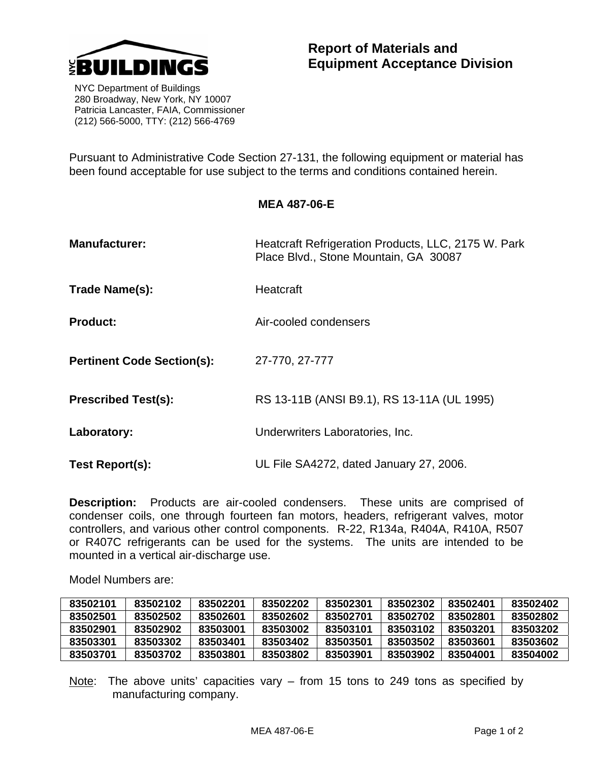NYC BUILDINGS

NYC Department of Buildings
280 Broadway, New York, NY 10007
Patricia Lancaster, FAIA, Commissioner
(212) 566-5000, TTY: (212) 566-4769

# Report of Materials and Equipment Acceptance Division

Pursuant to Administrative Code Section 27-131, the following equipment or material has been found acceptable for use subject to the terms and conditions contained herein.

## MEA 487-06-E

**Manufacturer:** Heatcraft Refrigeration Products, LLC, 2175 W. Park Place Blvd., Stone Mountain, GA 30087

**Trade Name(s):** Heatcraft

**Product:** Air-cooled condensers

**Pertinent Code Section(s):** 27-770, 27-777

**Prescribed Test(s):** RS 13-11B (ANSI B9.1), RS 13-11A (UL 1995)

**Laboratory:** Underwriters Laboratories, Inc.

**Test Report(s):** UL File SA4272, dated January 27, 2006.

**Description:** Products are air-cooled condensers. These units are comprised of condenser coils, one through fourteen fan motors, headers, refrigerant valves, motor controllers, and various other control components. R-22, R134a, R404A, R410A, R507 or R407C refrigerants can be used for the systems. The units are intended to be mounted in a vertical air-discharge use.

Model Numbers are:

| | | | | | | | |
|---|---|---|---|---|---|---|---|
| **83502101** | **83502102** | **83502201** | **83502202** | **83502301** | **83502302** | **83502401** | **83502402** |
| **83502501** | **83502502** | **83502601** | **83502602** | **83502701** | **83502702** | **83502801** | **83502802** |
| **83502901** | **83502902** | **83503001** | **83503002** | **83503101** | **83503102** | **83503201** | **83503202** |
| **83503301** | **83503302** | **83503401** | **83503402** | **83503501** | **83503502** | **83503601** | **83503602** |
| **83503701** | **83503702** | **83503801** | **83503802** | **83503901** | **83503902** | **83504001** | **83504002** |

Note: The above units' capacities vary – from 15 tons to 249 tons as specified by manufacturing company.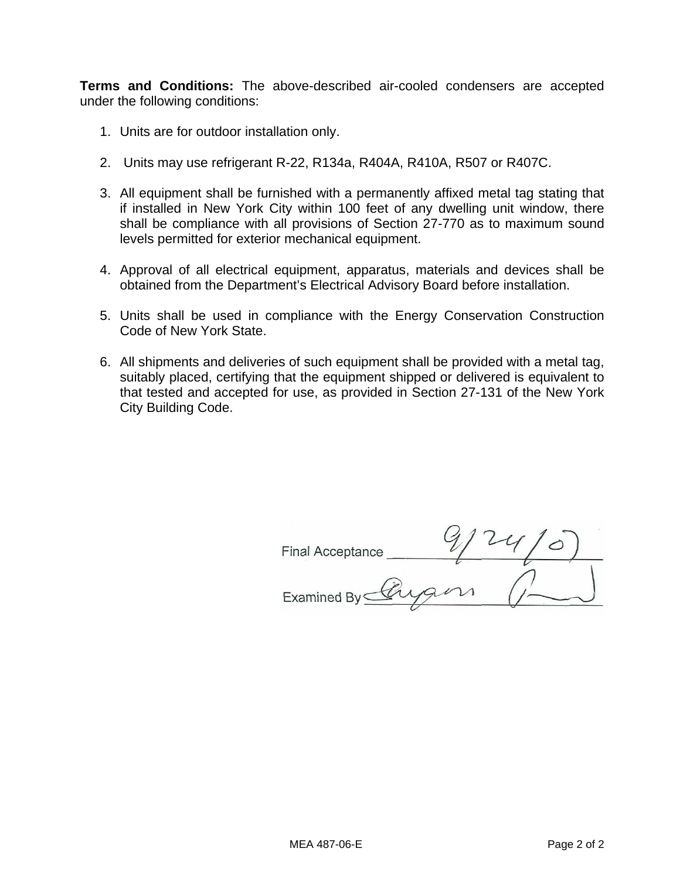**Terms and Conditions:** The above-described air-cooled condensers are accepted under the following conditions:

1. Units are for outdoor installation only.

2. Units may use refrigerant R-22, R134a, R404A, R410A, R507 or R407C.

3. All equipment shall be furnished with a permanently affixed metal tag stating that if installed in New York City within 100 feet of any dwelling unit window, there shall be compliance with all provisions of Section 27-770 as to maximum sound levels permitted for exterior mechanical equipment.

4. Approval of all electrical equipment, apparatus, materials and devices shall be obtained from the Department's Electrical Advisory Board before installation.

5. Units shall be used in compliance with the Energy Conservation Construction Code of New York State.

6. All shipments and deliveries of such equipment shall be provided with a metal tag, suitably placed, certifying that the equipment shipped or delivered is equivalent to that tested and accepted for use, as provided in Section 27-131 of the New York City Building Code.

Final Acceptance 9/24/07

Examined By [signature]

MEA 487-06-E